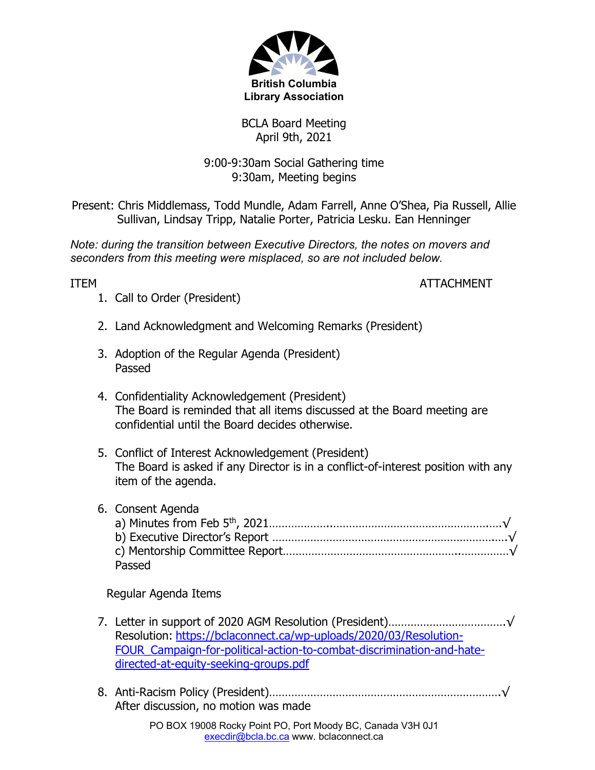**British Columbia Library Association**

BCLA Board Meeting
April 9th, 2021

9:00-9:30am Social Gathering time
9:30am, Meeting begins

Present: Chris Middlemass, Todd Mundle, Adam Farrell, Anne O'Shea, Pia Russell, Allie Sullivan, Lindsay Tripp, Natalie Porter, Patricia Lesku. Ean Henninger

*Note: during the transition between Executive Directors, the notes on movers and seconders from this meeting were misplaced, so are not included below.*

ITEM ATTACHMENT

1. Call to Order (President)

2. Land Acknowledgment and Welcoming Remarks (President)

3. Adoption of the Regular Agenda (President)
   Passed

4. Confidentiality Acknowledgement (President)
   The Board is reminded that all items discussed at the Board meeting are confidential until the Board decides otherwise.

5. Conflict of Interest Acknowledgement (President)
   The Board is asked if any Director is in a conflict-of-interest position with any item of the agenda.

6. Consent Agenda
   a) Minutes from Feb 5th, 2021……………………………………………………………√
   b) Executive Director's Report ……………………………………………………………√
   c) Mentorship Committee Report…………………………………………………………√
   Passed

Regular Agenda Items

7. Letter in support of 2020 AGM Resolution (President)………………………………√
   Resolution: [https://bclaconnect.ca/wp-uploads/2020/03/Resolution-FOUR_Campaign-for-political-action-to-combat-discrimination-and-hate-directed-at-equity-seeking-groups.pdf](https://bclaconnect.ca/wp-uploads/2020/03/Resolution-FOUR_Campaign-for-political-action-to-combat-discrimination-and-hate-directed-at-equity-seeking-groups.pdf)

8. Anti-Racism Policy (President)…………………………………………………………√
   After discussion, no motion was made

PO BOX 19008 Rocky Point PO, Port Moody BC, Canada V3H 0J1
execdir@bcla.bc.ca www. bclaconnect.ca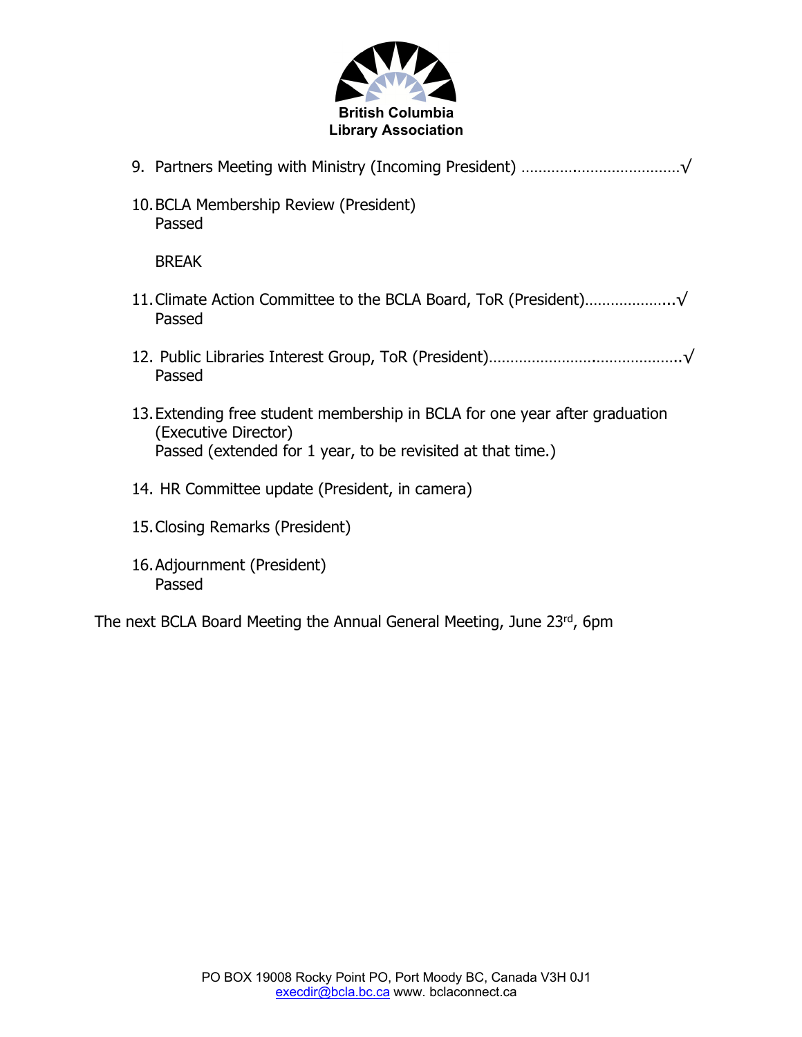British Columbia Library Association

9. Partners Meeting with Ministry (Incoming President) ……………………………………√

10. BCLA Membership Review (President)
    Passed

    BREAK

11. Climate Action Committee to the BCLA Board, ToR (President)………………...√
    Passed

12. Public Libraries Interest Group, ToR (President)……………………………………..√
    Passed

13. Extending free student membership in BCLA for one year after graduation (Executive Director)
    Passed (extended for 1 year, to be revisited at that time.)

14. HR Committee update (President, in camera)

15. Closing Remarks (President)

16. Adjournment (President)
    Passed

The next BCLA Board Meeting the Annual General Meeting, June 23rd, 6pm

PO BOX 19008 Rocky Point PO, Port Moody BC, Canada V3H 0J1
execdir@bcla.bc.ca www. bclaconnect.ca